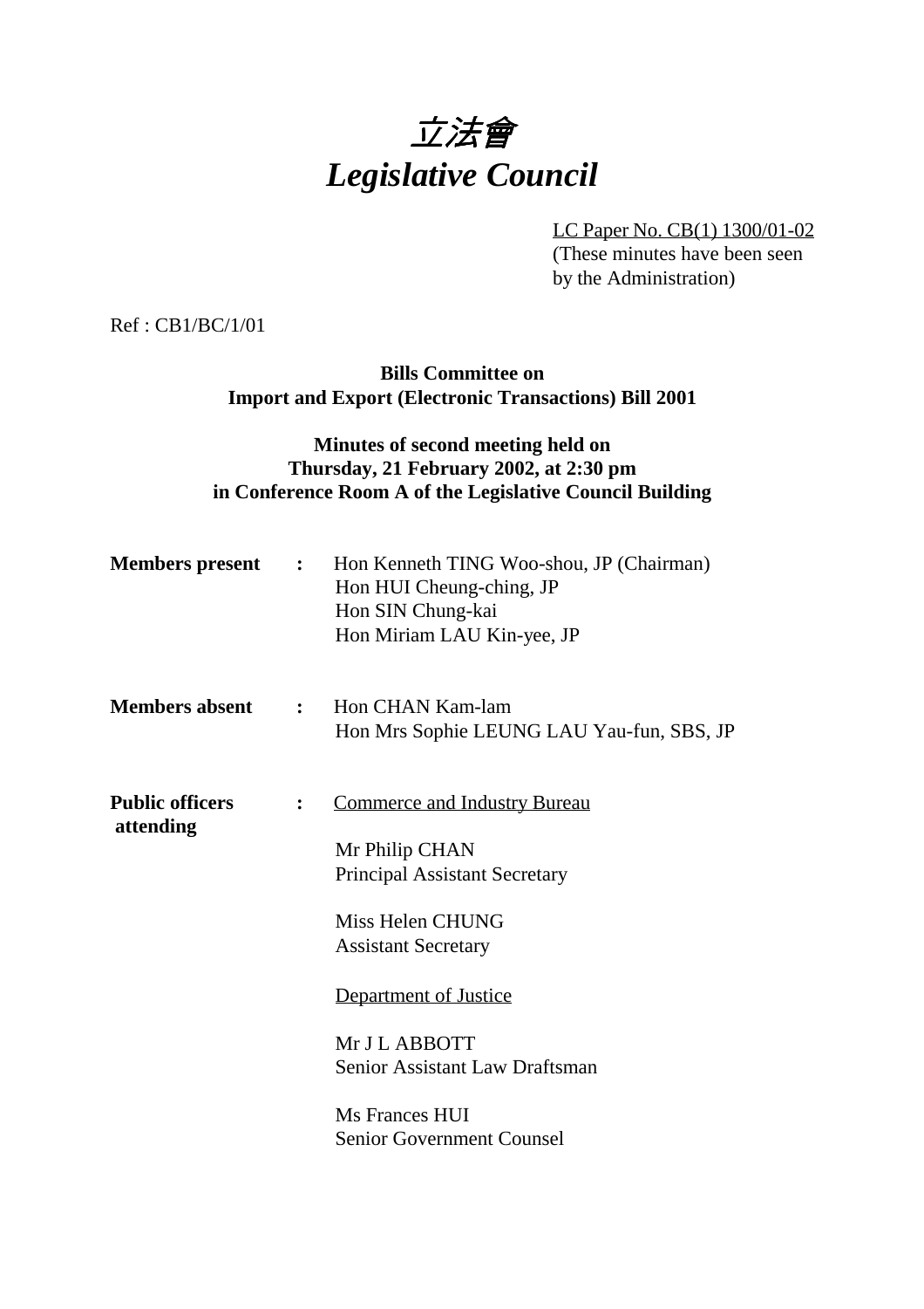# *立法會*
# *Legislative Council*

LC Paper No. CB(1) 1300/01-02
(These minutes have been seen by the Administration)

Ref : CB1/BC/1/01

**Bills Committee on**
**Import and Export (Electronic Transactions) Bill 2001**

**Minutes of second meeting held on**
**Thursday, 21 February 2002, at 2:30 pm**
**in Conference Room A of the Legislative Council Building**

**Members present :**
Hon Kenneth TING Woo-shou, JP (Chairman)
Hon HUI Cheung-ching, JP
Hon SIN Chung-kai
Hon Miriam LAU Kin-yee, JP

**Members absent :**
Hon CHAN Kam-lam
Hon Mrs Sophie LEUNG LAU Yau-fun, SBS, JP

**Public officers attending :**

Commerce and Industry Bureau

Mr Philip CHAN
Principal Assistant Secretary

Miss Helen CHUNG
Assistant Secretary

Department of Justice

Mr J L ABBOTT
Senior Assistant Law Draftsman

Ms Frances HUI
Senior Government Counsel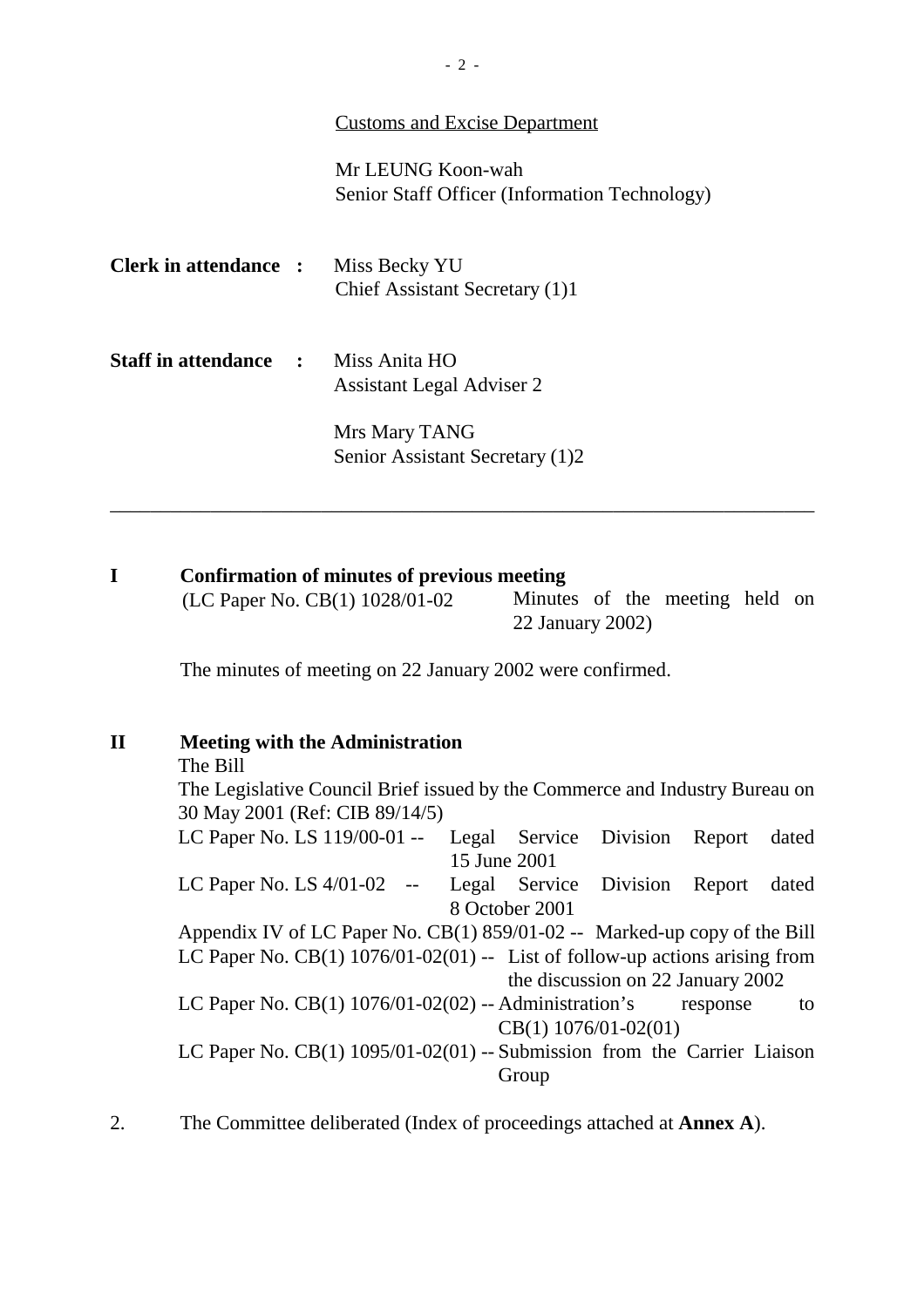Customs and Excise Department

Mr LEUNG Koon-wah
Senior Staff Officer (Information Technology)

**Clerk in attendance :** Miss Becky YU
Chief Assistant Secretary (1)1

**Staff in attendance :** Miss Anita HO
Assistant Legal Adviser 2

Mrs Mary TANG
Senior Assistant Secretary (1)2

---

**I Confirmation of minutes of previous meeting**

(LC Paper No. CB(1) 1028/01-02 Minutes of the meeting held on 22 January 2002)

The minutes of meeting on 22 January 2002 were confirmed.

**II Meeting with the Administration**

The Bill

The Legislative Council Brief issued by the Commerce and Industry Bureau on 30 May 2001 (Ref: CIB 89/14/5)

LC Paper No. LS 119/00-01 -- Legal Service Division Report dated 15 June 2001

LC Paper No. LS 4/01-02 -- Legal Service Division Report dated 8 October 2001

Appendix IV of LC Paper No. CB(1) 859/01-02 -- Marked-up copy of the Bill

LC Paper No. CB(1) 1076/01-02(01) -- List of follow-up actions arising from the discussion on 22 January 2002

LC Paper No. CB(1) 1076/01-02(02) -- Administration's response to CB(1) 1076/01-02(01)

LC Paper No. CB(1) 1095/01-02(01) -- Submission from the Carrier Liaison Group

2. The Committee deliberated (Index of proceedings attached at **Annex A**).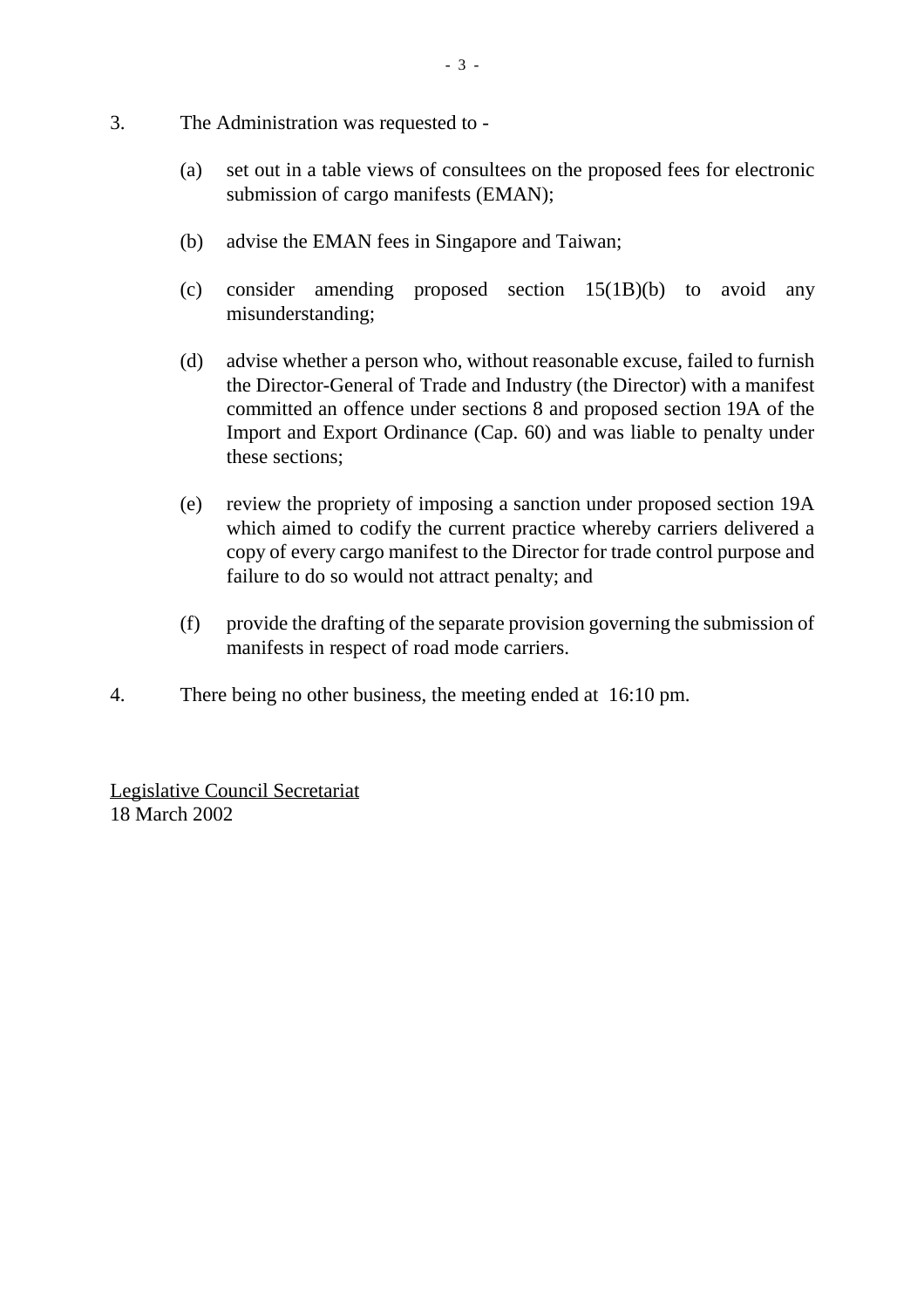3. The Administration was requested to -

   (a) set out in a table views of consultees on the proposed fees for electronic submission of cargo manifests (EMAN);

   (b) advise the EMAN fees in Singapore and Taiwan;

   (c) consider amending proposed section 15(1B)(b) to avoid any misunderstanding;

   (d) advise whether a person who, without reasonable excuse, failed to furnish the Director-General of Trade and Industry (the Director) with a manifest committed an offence under sections 8 and proposed section 19A of the Import and Export Ordinance (Cap. 60) and was liable to penalty under these sections;

   (e) review the propriety of imposing a sanction under proposed section 19A which aimed to codify the current practice whereby carriers delivered a copy of every cargo manifest to the Director for trade control purpose and failure to do so would not attract penalty; and

   (f) provide the drafting of the separate provision governing the submission of manifests in respect of road mode carriers.

4. There being no other business, the meeting ended at 16:10 pm.

<u>Legislative Council Secretariat</u>
18 March 2002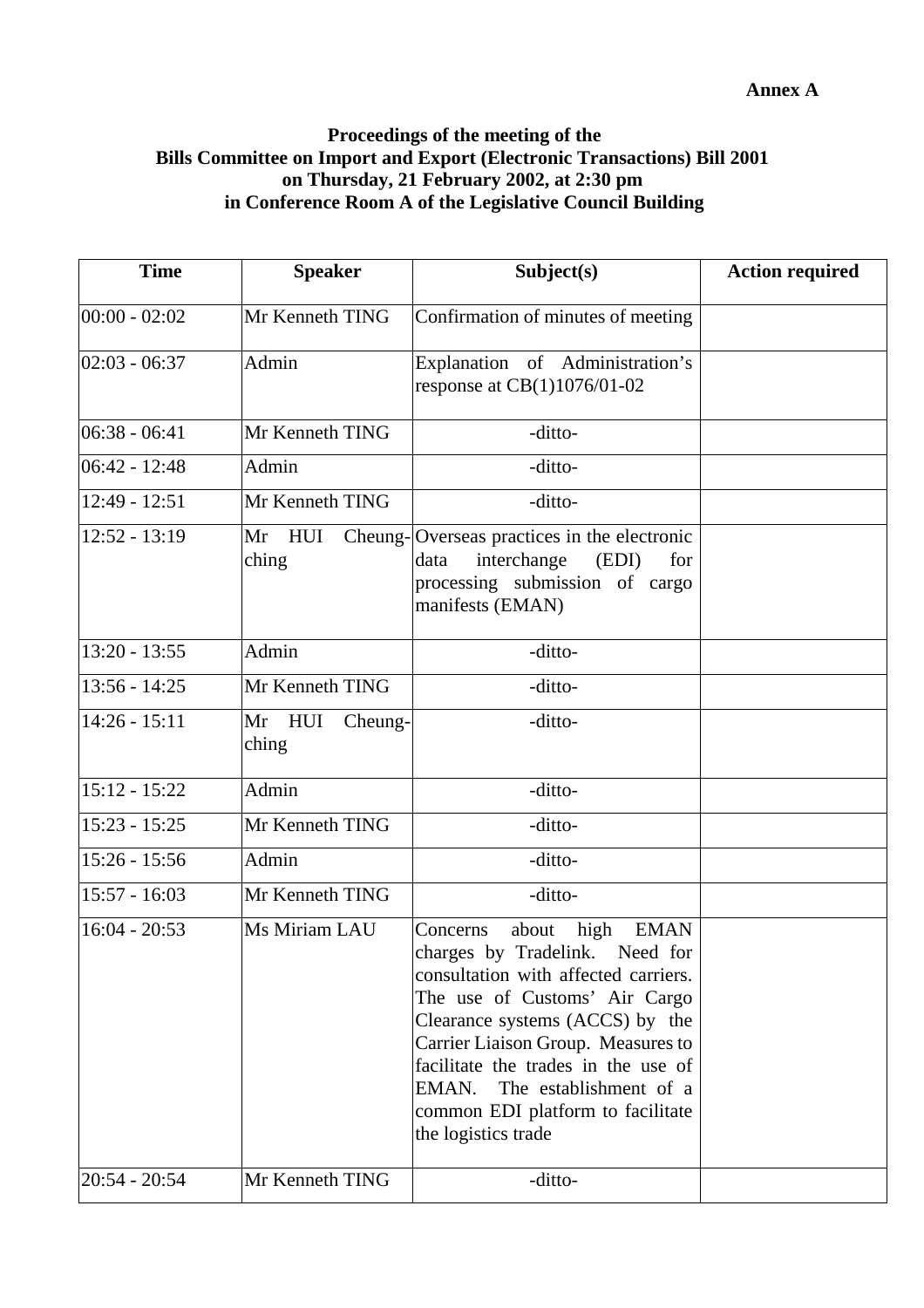**Annex A**

**Proceedings of the meeting of the Bills Committee on Import and Export (Electronic Transactions) Bill 2001 on Thursday, 21 February 2002, at 2:30 pm in Conference Room A of the Legislative Council Building**

| Time | Speaker | Subject(s) | Action required |
|---|---|---|---|
| 00:00 - 02:02 | Mr Kenneth TING | Confirmation of minutes of meeting | |
| 02:03 - 06:37 | Admin | Explanation of Administration's response at CB(1)1076/01-02 | |
| 06:38 - 06:41 | Mr Kenneth TING | -ditto- | |
| 06:42 - 12:48 | Admin | -ditto- | |
| 12:49 - 12:51 | Mr Kenneth TING | -ditto- | |
| 12:52 - 13:19 | Mr HUI Cheung-ching | Overseas practices in the electronic data interchange (EDI) for processing submission of cargo manifests (EMAN) | |
| 13:20 - 13:55 | Admin | -ditto- | |
| 13:56 - 14:25 | Mr Kenneth TING | -ditto- | |
| 14:26 - 15:11 | Mr HUI Cheung-ching | -ditto- | |
| 15:12 - 15:22 | Admin | -ditto- | |
| 15:23 - 15:25 | Mr Kenneth TING | -ditto- | |
| 15:26 - 15:56 | Admin | -ditto- | |
| 15:57 - 16:03 | Mr Kenneth TING | -ditto- | |
| 16:04 - 20:53 | Ms Miriam LAU | Concerns about high EMAN charges by Tradelink. Need for consultation with affected carriers. The use of Customs' Air Cargo Clearance systems (ACCS) by the Carrier Liaison Group. Measures to facilitate the trades in the use of EMAN. The establishment of a common EDI platform to facilitate the logistics trade | |
| 20:54 - 20:54 | Mr Kenneth TING | -ditto- | |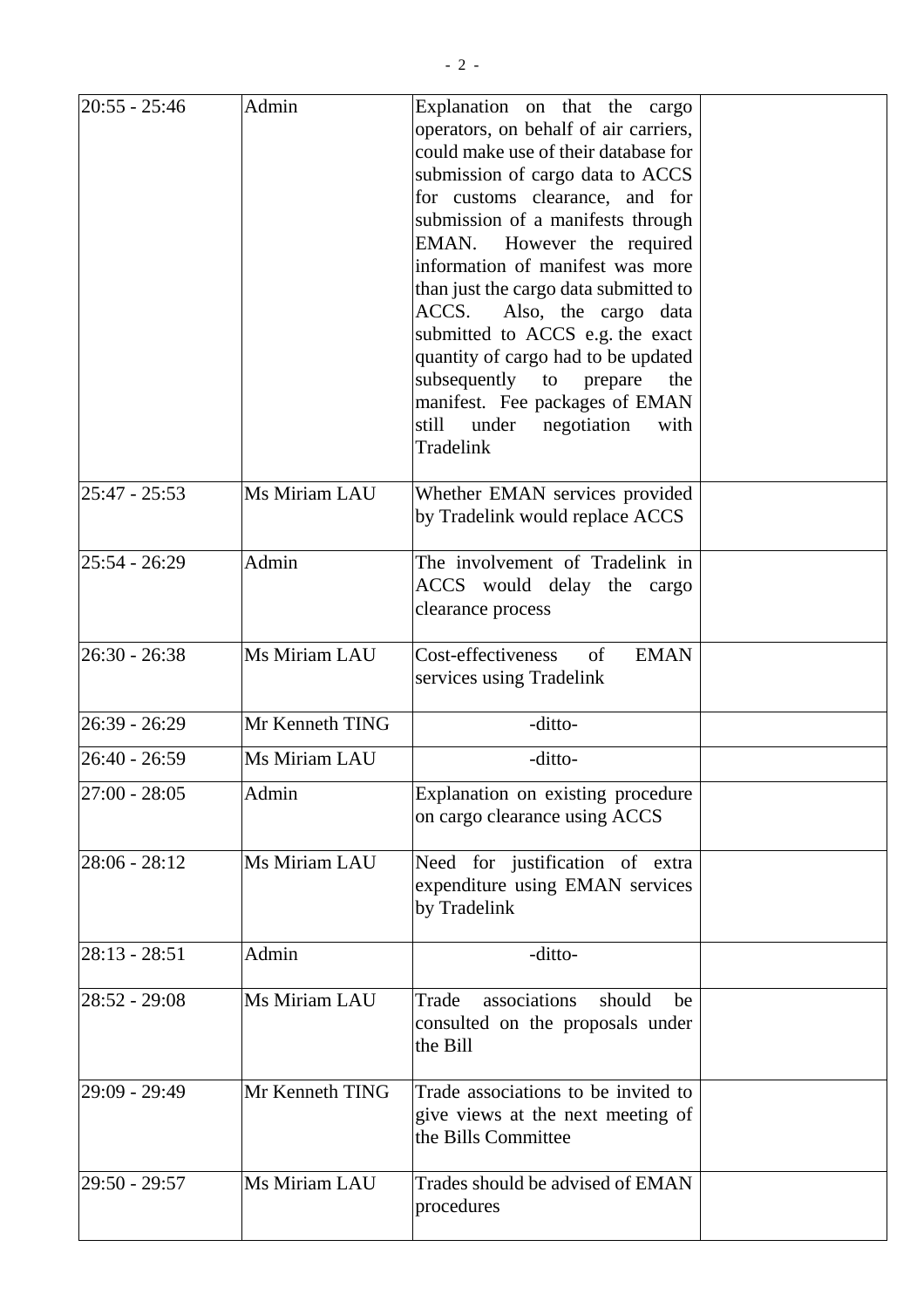| | | | |
|---|---|---|---|
| 20:55 - 25:46 | Admin | Explanation on that the cargo operators, on behalf of air carriers, could make use of their database for submission of cargo data to ACCS for customs clearance, and for submission of a manifests through EMAN. However the required information of manifest was more than just the cargo data submitted to ACCS. Also, the cargo data submitted to ACCS e.g. the exact quantity of cargo had to be updated subsequently to prepare the manifest. Fee packages of EMAN still under negotiation with Tradelink | |
| 25:47 - 25:53 | Ms Miriam LAU | Whether EMAN services provided by Tradelink would replace ACCS | |
| 25:54 - 26:29 | Admin | The involvement of Tradelink in ACCS would delay the cargo clearance process | |
| 26:30 - 26:38 | Ms Miriam LAU | Cost-effectiveness of EMAN services using Tradelink | |
| 26:39 - 26:29 | Mr Kenneth TING | -ditto- | |
| 26:40 - 26:59 | Ms Miriam LAU | -ditto- | |
| 27:00 - 28:05 | Admin | Explanation on existing procedure on cargo clearance using ACCS | |
| 28:06 - 28:12 | Ms Miriam LAU | Need for justification of extra expenditure using EMAN services by Tradelink | |
| 28:13 - 28:51 | Admin | -ditto- | |
| 28:52 - 29:08 | Ms Miriam LAU | Trade associations should be consulted on the proposals under the Bill | |
| 29:09 - 29:49 | Mr Kenneth TING | Trade associations to be invited to give views at the next meeting of the Bills Committee | |
| 29:50 - 29:57 | Ms Miriam LAU | Trades should be advised of EMAN procedures | |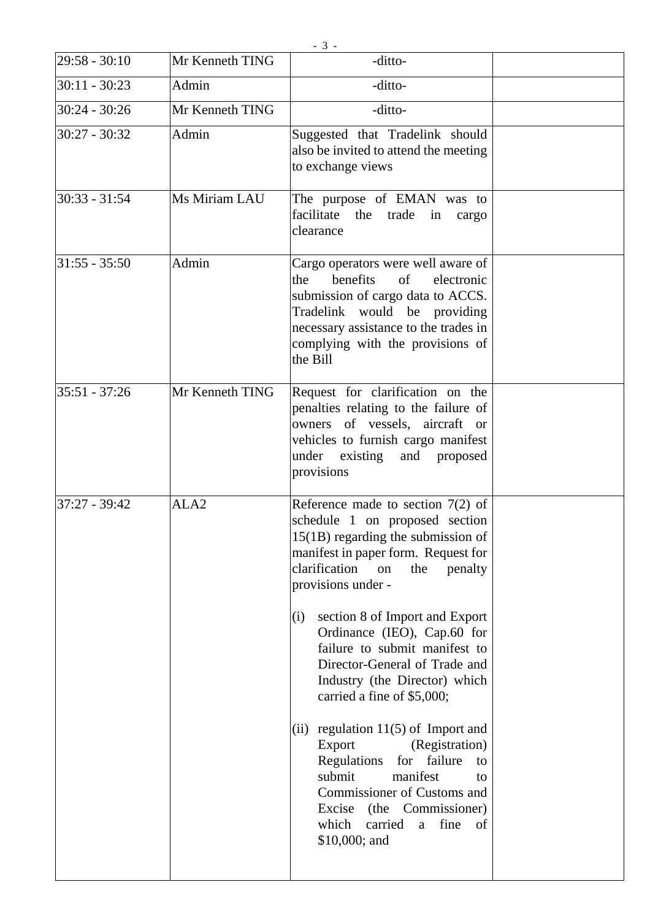| 29:58 - 30:10 | Mr Kenneth TING | -ditto- | |
|---|---|---|---|
| 30:11 - 30:23 | Admin | -ditto- | |
| 30:24 - 30:26 | Mr Kenneth TING | -ditto- | |
| 30:27 - 30:32 | Admin | Suggested that Tradelink should also be invited to attend the meeting to exchange views | |
| 30:33 - 31:54 | Ms Miriam LAU | The purpose of EMAN was to facilitate the trade in cargo clearance | |
| 31:55 - 35:50 | Admin | Cargo operators were well aware of the benefits of electronic submission of cargo data to ACCS. Tradelink would be providing necessary assistance to the trades in complying with the provisions of the Bill | |
| 35:51 - 37:26 | Mr Kenneth TING | Request for clarification on the penalties relating to the failure of owners of vessels, aircraft or vehicles to furnish cargo manifest under existing and proposed provisions | |
| 37:27 - 39:42 | ALA2 | Reference made to section 7(2) of schedule 1 on proposed section 15(1B) regarding the submission of manifest in paper form. Request for clarification on the penalty provisions under -<br><br>(i) section 8 of Import and Export Ordinance (IEO), Cap.60 for failure to submit manifest to Director-General of Trade and Industry (the Director) which carried a fine of $5,000;<br><br>(ii) regulation 11(5) of Import and Export (Registration) Regulations for failure to submit manifest to Commissioner of Customs and Excise (the Commissioner) which carried a fine of $10,000; and | |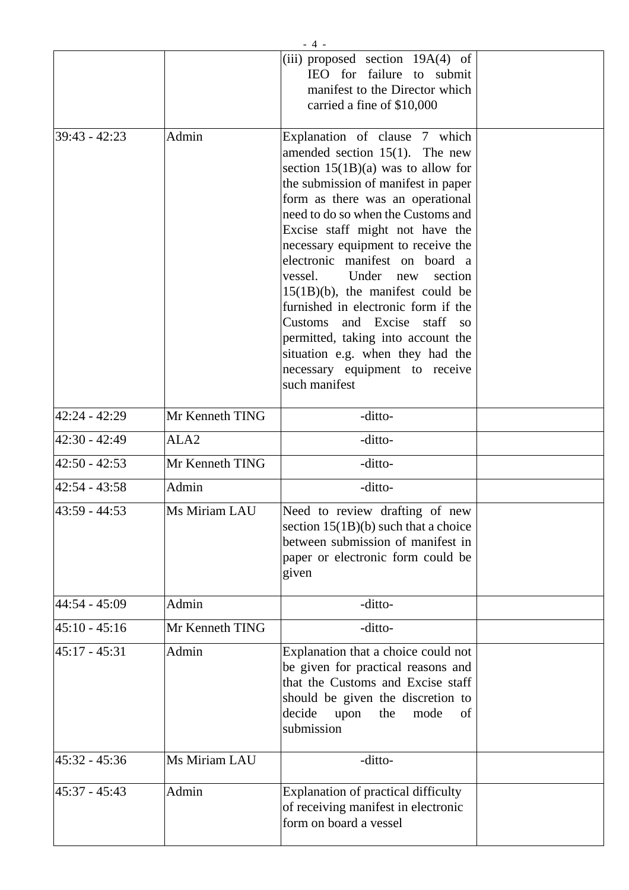| | | | |
|---|---|---|---|
| | | (iii) proposed section 19A(4) of IEO for failure to submit manifest to the Director which carried a fine of $10,000 | |
| 39:43 - 42:23 | Admin | Explanation of clause 7 which amended section 15(1). The new section 15(1B)(a) was to allow for the submission of manifest in paper form as there was an operational need to do so when the Customs and Excise staff might not have the necessary equipment to receive the electronic manifest on board a vessel. Under new section 15(1B)(b), the manifest could be furnished in electronic form if the Customs and Excise staff so permitted, taking into account the situation e.g. when they had the necessary equipment to receive such manifest | |
| 42:24 - 42:29 | Mr Kenneth TING | -ditto- | |
| 42:30 - 42:49 | ALA2 | -ditto- | |
| 42:50 - 42:53 | Mr Kenneth TING | -ditto- | |
| 42:54 - 43:58 | Admin | -ditto- | |
| 43:59 - 44:53 | Ms Miriam LAU | Need to review drafting of new section 15(1B)(b) such that a choice between submission of manifest in paper or electronic form could be given | |
| 44:54 - 45:09 | Admin | -ditto- | |
| 45:10 - 45:16 | Mr Kenneth TING | -ditto- | |
| 45:17 - 45:31 | Admin | Explanation that a choice could not be given for practical reasons and that the Customs and Excise staff should be given the discretion to decide upon the mode of submission | |
| 45:32 - 45:36 | Ms Miriam LAU | -ditto- | |
| 45:37 - 45:43 | Admin | Explanation of practical difficulty of receiving manifest in electronic form on board a vessel | |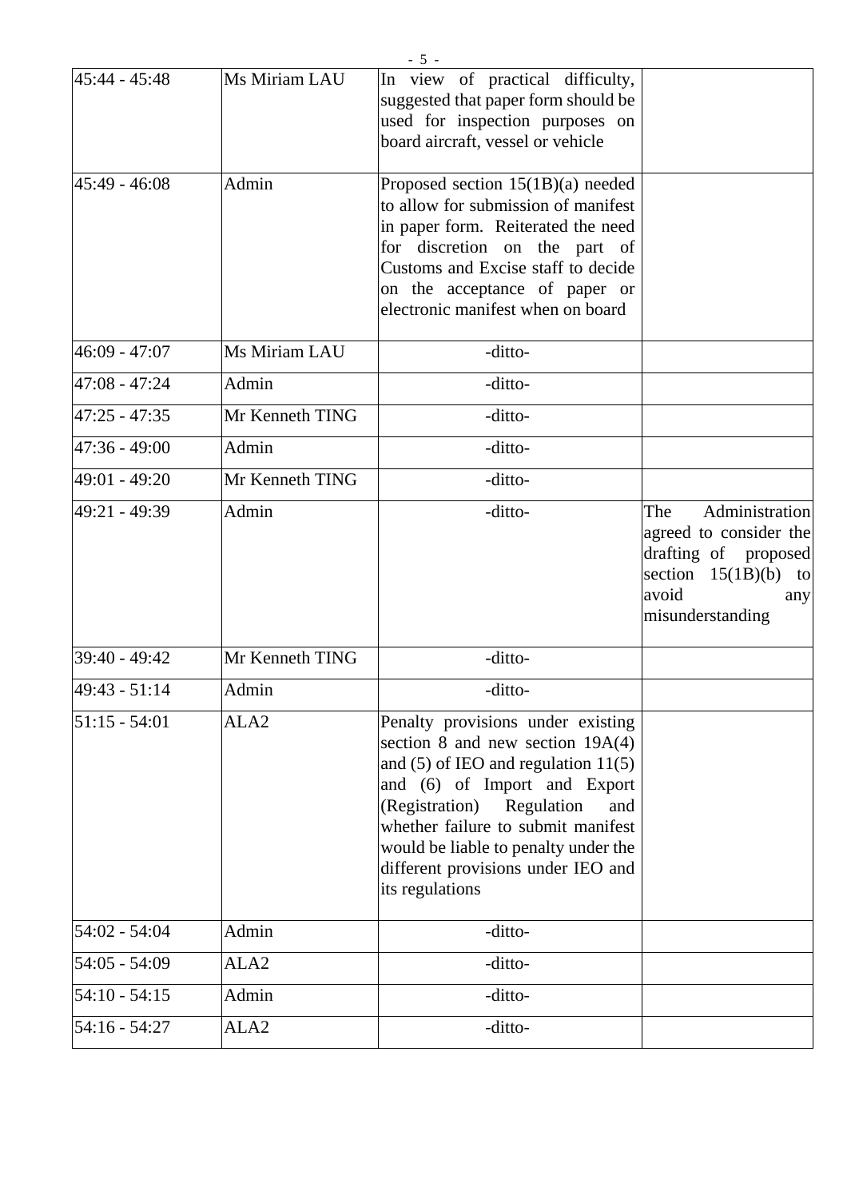| | | | |
|---|---|---|---|
| 45:44 - 45:48 | Ms Miriam LAU | In view of practical difficulty, suggested that paper form should be used for inspection purposes on board aircraft, vessel or vehicle | |
| 45:49 - 46:08 | Admin | Proposed section 15(1B)(a) needed to allow for submission of manifest in paper form. Reiterated the need for discretion on the part of Customs and Excise staff to decide on the acceptance of paper or electronic manifest when on board | |
| 46:09 - 47:07 | Ms Miriam LAU | -ditto- | |
| 47:08 - 47:24 | Admin | -ditto- | |
| 47:25 - 47:35 | Mr Kenneth TING | -ditto- | |
| 47:36 - 49:00 | Admin | -ditto- | |
| 49:01 - 49:20 | Mr Kenneth TING | -ditto- | |
| 49:21 - 49:39 | Admin | -ditto- | The Administration agreed to consider the drafting of proposed section 15(1B)(b) to avoid any misunderstanding |
| 39:40 - 49:42 | Mr Kenneth TING | -ditto- | |
| 49:43 - 51:14 | Admin | -ditto- | |
| 51:15 - 54:01 | ALA2 | Penalty provisions under existing section 8 and new section 19A(4) and (5) of IEO and regulation 11(5) and (6) of Import and Export (Registration) Regulation and whether failure to submit manifest would be liable to penalty under the different provisions under IEO and its regulations | |
| 54:02 - 54:04 | Admin | -ditto- | |
| 54:05 - 54:09 | ALA2 | -ditto- | |
| 54:10 - 54:15 | Admin | -ditto- | |
| 54:16 - 54:27 | ALA2 | -ditto- | |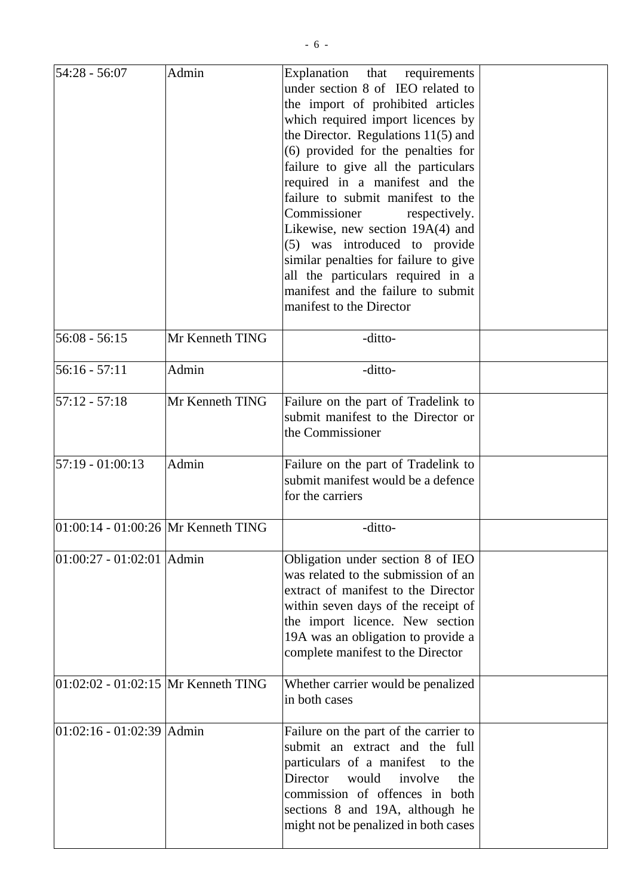| 54:28 - 56:07 | Admin | Explanation that requirements under section 8 of IEO related to the import of prohibited articles which required import licences by the Director. Regulations 11(5) and (6) provided for the penalties for failure to give all the particulars required in a manifest and the failure to submit manifest to the Commissioner respectively. Likewise, new section 19A(4) and (5) was introduced to provide similar penalties for failure to give all the particulars required in a manifest and the failure to submit manifest to the Director | |
|---|---|---|---|
| 56:08 - 56:15 | Mr Kenneth TING | -ditto- | |
| 56:16 - 57:11 | Admin | -ditto- | |
| 57:12 - 57:18 | Mr Kenneth TING | Failure on the part of Tradelink to submit manifest to the Director or the Commissioner | |
| 57:19 - 01:00:13 | Admin | Failure on the part of Tradelink to submit manifest would be a defence for the carriers | |
| 01:00:14 - 01:00:26 | Mr Kenneth TING | -ditto- | |
| 01:00:27 - 01:02:01 | Admin | Obligation under section 8 of IEO was related to the submission of an extract of manifest to the Director within seven days of the receipt of the import licence. New section 19A was an obligation to provide a complete manifest to the Director | |
| 01:02:02 - 01:02:15 | Mr Kenneth TING | Whether carrier would be penalized in both cases | |
| 01:02:16 - 01:02:39 | Admin | Failure on the part of the carrier to submit an extract and the full particulars of a manifest to the Director would involve the commission of offences in both sections 8 and 19A, although he might not be penalized in both cases | |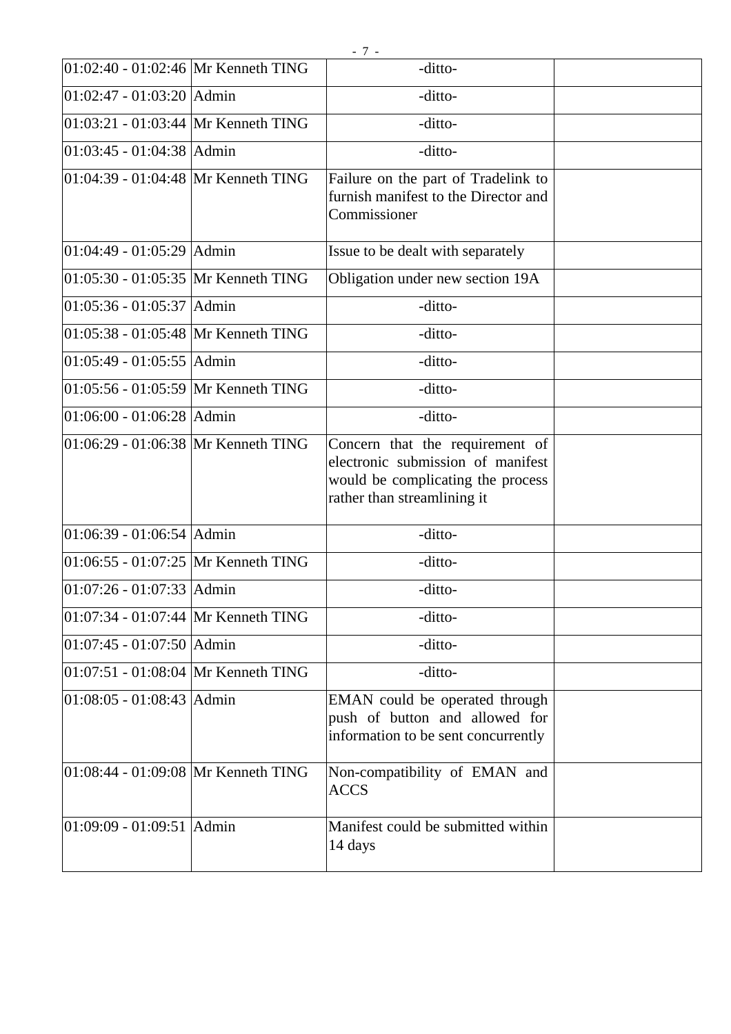| 01:02:40 - 01:02:46 | Mr Kenneth TING | -ditto- | |
|---|---|---|---|
| 01:02:47 - 01:03:20 | Admin | -ditto- | |
| 01:03:21 - 01:03:44 | Mr Kenneth TING | -ditto- | |
| 01:03:45 - 01:04:38 | Admin | -ditto- | |
| 01:04:39 - 01:04:48 | Mr Kenneth TING | Failure on the part of Tradelink to furnish manifest to the Director and Commissioner | |
| 01:04:49 - 01:05:29 | Admin | Issue to be dealt with separately | |
| 01:05:30 - 01:05:35 | Mr Kenneth TING | Obligation under new section 19A | |
| 01:05:36 - 01:05:37 | Admin | -ditto- | |
| 01:05:38 - 01:05:48 | Mr Kenneth TING | -ditto- | |
| 01:05:49 - 01:05:55 | Admin | -ditto- | |
| 01:05:56 - 01:05:59 | Mr Kenneth TING | -ditto- | |
| 01:06:00 - 01:06:28 | Admin | -ditto- | |
| 01:06:29 - 01:06:38 | Mr Kenneth TING | Concern that the requirement of electronic submission of manifest would be complicating the process rather than streamlining it | |
| 01:06:39 - 01:06:54 | Admin | -ditto- | |
| 01:06:55 - 01:07:25 | Mr Kenneth TING | -ditto- | |
| 01:07:26 - 01:07:33 | Admin | -ditto- | |
| 01:07:34 - 01:07:44 | Mr Kenneth TING | -ditto- | |
| 01:07:45 - 01:07:50 | Admin | -ditto- | |
| 01:07:51 - 01:08:04 | Mr Kenneth TING | -ditto- | |
| 01:08:05 - 01:08:43 | Admin | EMAN could be operated through push of button and allowed for information to be sent concurrently | |
| 01:08:44 - 01:09:08 | Mr Kenneth TING | Non-compatibility of EMAN and ACCS | |
| 01:09:09 - 01:09:51 | Admin | Manifest could be submitted within 14 days | |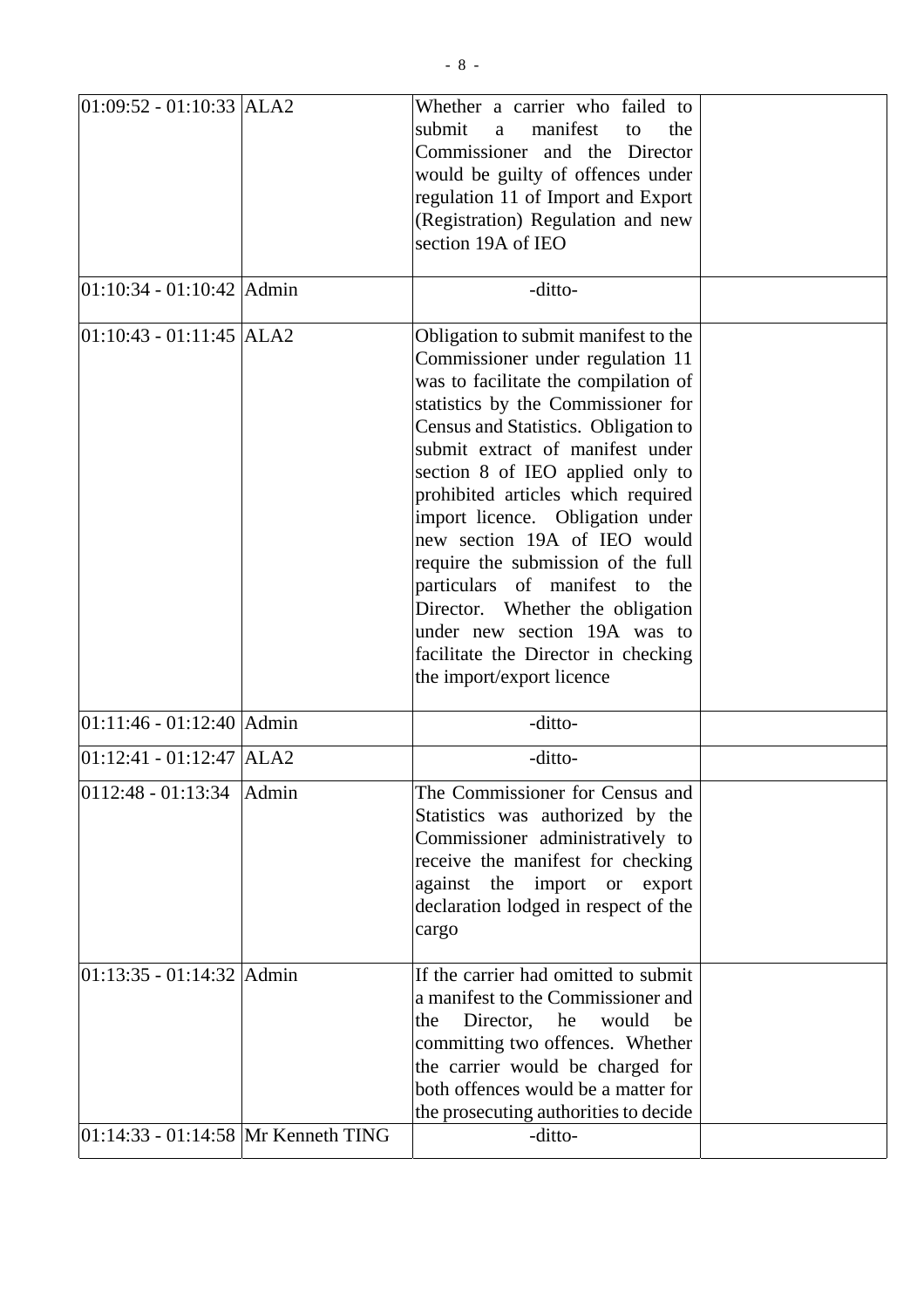| | | | |
|---|---|---|---|
| 01:09:52 - 01:10:33 | ALA2 | Whether a carrier who failed to submit a manifest to the Commissioner and the Director would be guilty of offences under regulation 11 of Import and Export (Registration) Regulation and new section 19A of IEO | |
| 01:10:34 - 01:10:42 | Admin | -ditto- | |
| 01:10:43 - 01:11:45 | ALA2 | Obligation to submit manifest to the Commissioner under regulation 11 was to facilitate the compilation of statistics by the Commissioner for Census and Statistics. Obligation to submit extract of manifest under section 8 of IEO applied only to prohibited articles which required import licence. Obligation under new section 19A of IEO would require the submission of the full particulars of manifest to the Director. Whether the obligation under new section 19A was to facilitate the Director in checking the import/export licence | |
| 01:11:46 - 01:12:40 | Admin | -ditto- | |
| 01:12:41 - 01:12:47 | ALA2 | -ditto- | |
| 0112:48 - 01:13:34 | Admin | The Commissioner for Census and Statistics was authorized by the Commissioner administratively to receive the manifest for checking against the import or export declaration lodged in respect of the cargo | |
| 01:13:35 - 01:14:32 | Admin | If the carrier had omitted to submit a manifest to the Commissioner and the Director, he would be committing two offences. Whether the carrier would be charged for both offences would be a matter for the prosecuting authorities to decide | |
| 01:14:33 - 01:14:58 | Mr Kenneth TING | -ditto- | |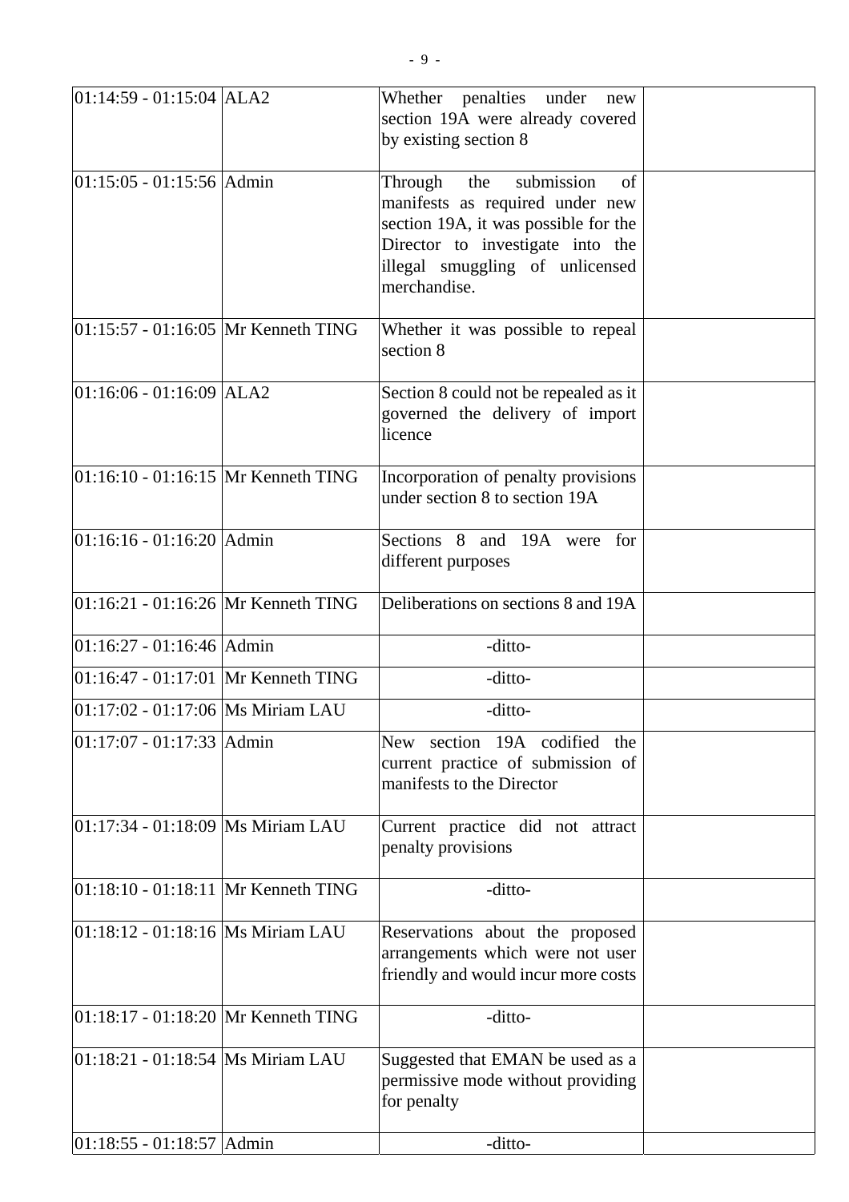| | | | |
|---|---|---|---|
| 01:14:59 - 01:15:04 | ALA2 | Whether penalties under new section 19A were already covered by existing section 8 | |
| 01:15:05 - 01:15:56 | Admin | Through the submission of manifests as required under new section 19A, it was possible for the Director to investigate into the illegal smuggling of unlicensed merchandise. | |
| 01:15:57 - 01:16:05 | Mr Kenneth TING | Whether it was possible to repeal section 8 | |
| 01:16:06 - 01:16:09 | ALA2 | Section 8 could not be repealed as it governed the delivery of import licence | |
| 01:16:10 - 01:16:15 | Mr Kenneth TING | Incorporation of penalty provisions under section 8 to section 19A | |
| 01:16:16 - 01:16:20 | Admin | Sections 8 and 19A were for different purposes | |
| 01:16:21 - 01:16:26 | Mr Kenneth TING | Deliberations on sections 8 and 19A | |
| 01:16:27 - 01:16:46 | Admin | -ditto- | |
| 01:16:47 - 01:17:01 | Mr Kenneth TING | -ditto- | |
| 01:17:02 - 01:17:06 | Ms Miriam LAU | -ditto- | |
| 01:17:07 - 01:17:33 | Admin | New section 19A codified the current practice of submission of manifests to the Director | |
| 01:17:34 - 01:18:09 | Ms Miriam LAU | Current practice did not attract penalty provisions | |
| 01:18:10 - 01:18:11 | Mr Kenneth TING | -ditto- | |
| 01:18:12 - 01:18:16 | Ms Miriam LAU | Reservations about the proposed arrangements which were not user friendly and would incur more costs | |
| 01:18:17 - 01:18:20 | Mr Kenneth TING | -ditto- | |
| 01:18:21 - 01:18:54 | Ms Miriam LAU | Suggested that EMAN be used as a permissive mode without providing for penalty | |
| 01:18:55 - 01:18:57 | Admin | -ditto- | |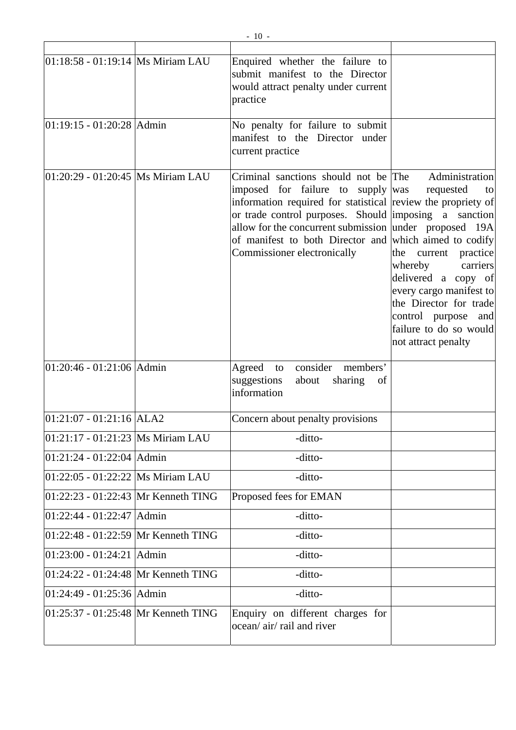| | | | |
|---|---|---|---|
| 01:18:58 - 01:19:14 | Ms Miriam LAU | Enquired whether the failure to submit manifest to the Director would attract penalty under current practice | |
| 01:19:15 - 01:20:28 | Admin | No penalty for failure to submit manifest to the Director under current practice | |
| 01:20:29 - 01:20:45 | Ms Miriam LAU | Criminal sanctions should not be imposed for failure to supply information required for statistical or trade control purposes. Should allow for the concurrent submission of manifest to both Director and Commissioner electronically | The Administration was requested to review the propriety of imposing a sanction under proposed 19A which aimed to codify the current practice whereby carriers delivered a copy of every cargo manifest to the Director for trade control purpose and failure to do so would not attract penalty |
| 01:20:46 - 01:21:06 | Admin | Agreed to consider members' suggestions about sharing of information | |
| 01:21:07 - 01:21:16 | ALA2 | Concern about penalty provisions | |
| 01:21:17 - 01:21:23 | Ms Miriam LAU | -ditto- | |
| 01:21:24 - 01:22:04 | Admin | -ditto- | |
| 01:22:05 - 01:22:22 | Ms Miriam LAU | -ditto- | |
| 01:22:23 - 01:22:43 | Mr Kenneth TING | Proposed fees for EMAN | |
| 01:22:44 - 01:22:47 | Admin | -ditto- | |
| 01:22:48 - 01:22:59 | Mr Kenneth TING | -ditto- | |
| 01:23:00 - 01:24:21 | Admin | -ditto- | |
| 01:24:22 - 01:24:48 | Mr Kenneth TING | -ditto- | |
| 01:24:49 - 01:25:36 | Admin | -ditto- | |
| 01:25:37 - 01:25:48 | Mr Kenneth TING | Enquiry on different charges for ocean/ air/ rail and river | |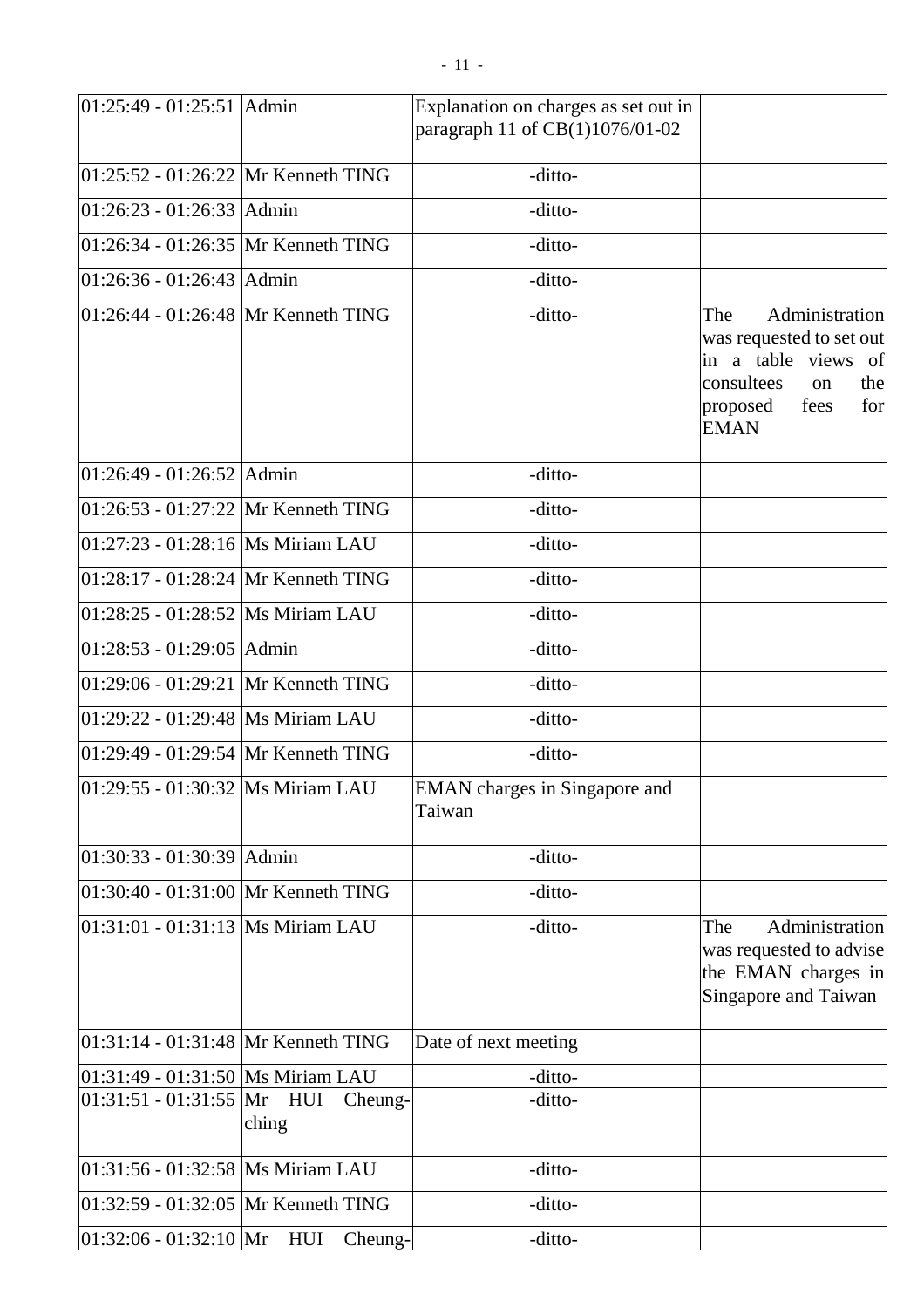| | | | |
|---|---|---|---|
| 01:25:49 - 01:25:51 | Admin | Explanation on charges as set out in paragraph 11 of CB(1)1076/01-02 | |
| 01:25:52 - 01:26:22 | Mr Kenneth TING | -ditto- | |
| 01:26:23 - 01:26:33 | Admin | -ditto- | |
| 01:26:34 - 01:26:35 | Mr Kenneth TING | -ditto- | |
| 01:26:36 - 01:26:43 | Admin | -ditto- | |
| 01:26:44 - 01:26:48 | Mr Kenneth TING | -ditto- | The Administration was requested to set out in a table views of consultees on the proposed fees for EMAN |
| 01:26:49 - 01:26:52 | Admin | -ditto- | |
| 01:26:53 - 01:27:22 | Mr Kenneth TING | -ditto- | |
| 01:27:23 - 01:28:16 | Ms Miriam LAU | -ditto- | |
| 01:28:17 - 01:28:24 | Mr Kenneth TING | -ditto- | |
| 01:28:25 - 01:28:52 | Ms Miriam LAU | -ditto- | |
| 01:28:53 - 01:29:05 | Admin | -ditto- | |
| 01:29:06 - 01:29:21 | Mr Kenneth TING | -ditto- | |
| 01:29:22 - 01:29:48 | Ms Miriam LAU | -ditto- | |
| 01:29:49 - 01:29:54 | Mr Kenneth TING | -ditto- | |
| 01:29:55 - 01:30:32 | Ms Miriam LAU | EMAN charges in Singapore and Taiwan | |
| 01:30:33 - 01:30:39 | Admin | -ditto- | |
| 01:30:40 - 01:31:00 | Mr Kenneth TING | -ditto- | |
| 01:31:01 - 01:31:13 | Ms Miriam LAU | -ditto- | The Administration was requested to advise the EMAN charges in Singapore and Taiwan |
| 01:31:14 - 01:31:48 | Mr Kenneth TING | Date of next meeting | |
| 01:31:49 - 01:31:50 | Ms Miriam LAU | -ditto- | |
| 01:31:51 - 01:31:55 | Mr HUI Cheung-ching | -ditto- | |
| 01:31:56 - 01:32:58 | Ms Miriam LAU | -ditto- | |
| 01:32:59 - 01:32:05 | Mr Kenneth TING | -ditto- | |
| 01:32:06 - 01:32:10 | Mr HUI Cheung- | -ditto- | |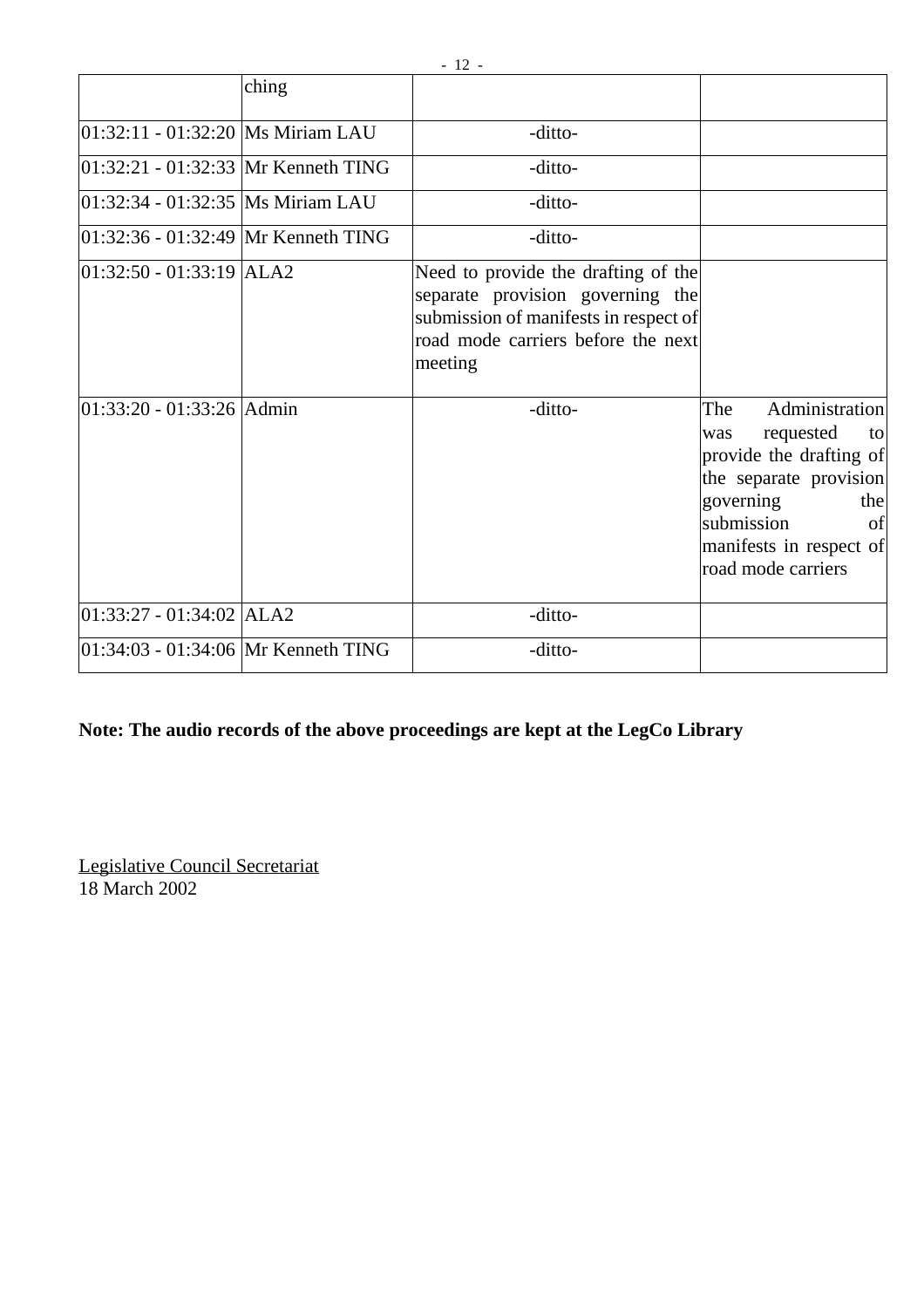| | | | |
|---|---|---|---|
| | ching | | |
| 01:32:11 - 01:32:20 | Ms Miriam LAU | -ditto- | |
| 01:32:21 - 01:32:33 | Mr Kenneth TING | -ditto- | |
| 01:32:34 - 01:32:35 | Ms Miriam LAU | -ditto- | |
| 01:32:36 - 01:32:49 | Mr Kenneth TING | -ditto- | |
| 01:32:50 - 01:33:19 | ALA2 | Need to provide the drafting of the separate provision governing the submission of manifests in respect of road mode carriers before the next meeting | |
| 01:33:20 - 01:33:26 | Admin | -ditto- | The Administration was requested to provide the drafting of the separate provision governing the submission of manifests in respect of road mode carriers |
| 01:33:27 - 01:34:02 | ALA2 | -ditto- | |
| 01:34:03 - 01:34:06 | Mr Kenneth TING | -ditto- | |

**Note: The audio records of the above proceedings are kept at the LegCo Library**

Legislative Council Secretariat
18 March 2002